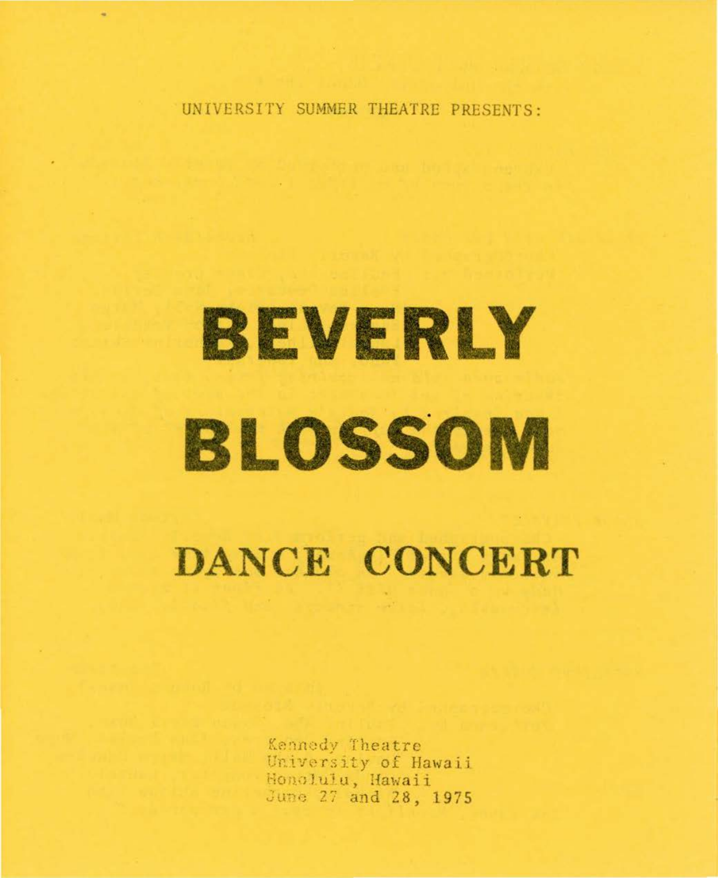UNIVERSITY SUMMER THEATRE PRESENTS:

# BEVERLY BLOSSOM

## DANCE CONCERT

Kennedy Theatre
University of Hawaii
Honolulu, Hawaii
June 27 and 28, 1975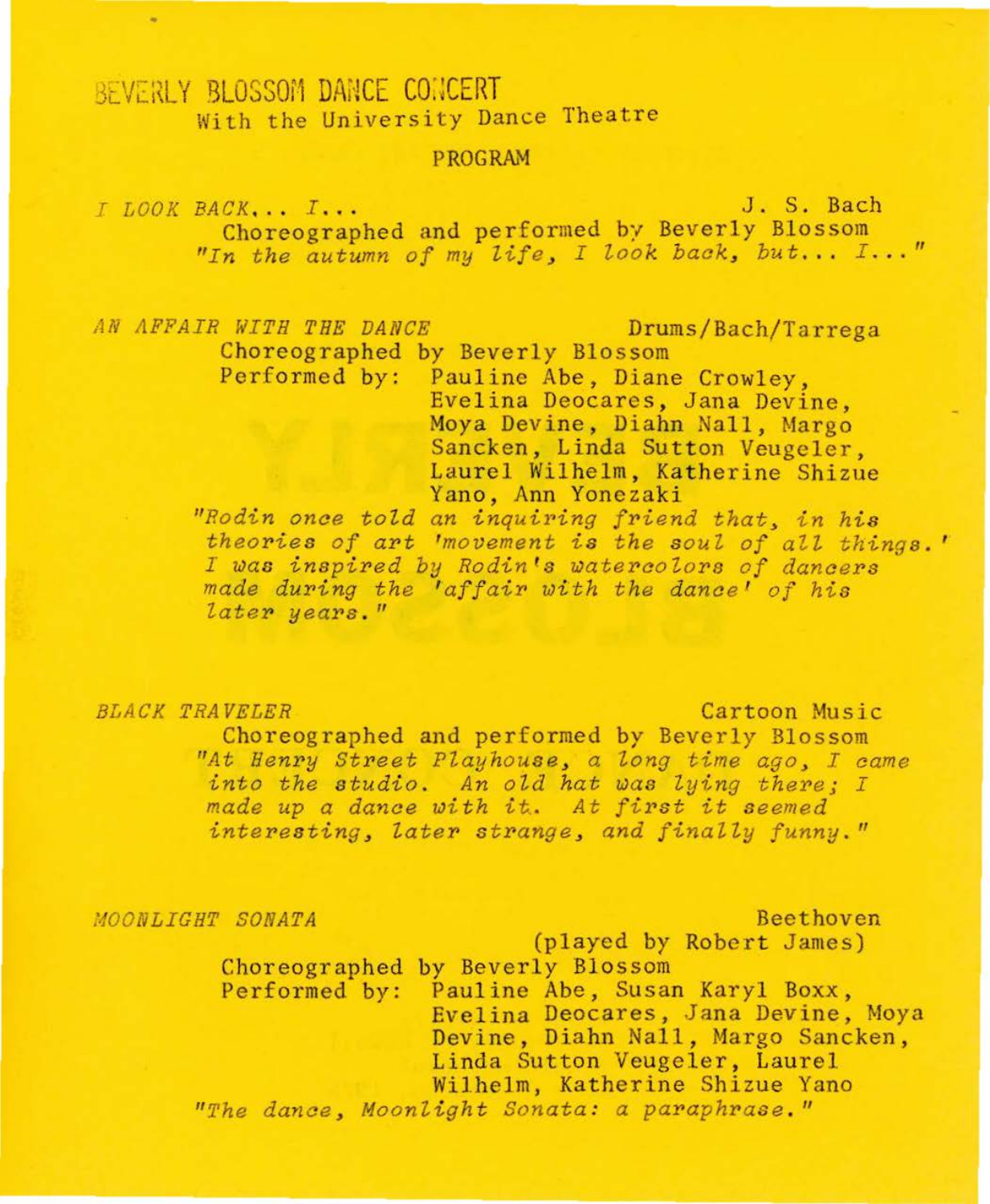# BEVERLY BLOSSOM DANCE CONCERT

With the University Dance Theatre

## PROGRAM

*I LOOK BACK... I...* — J. S. Bach

Choreographed and performed by Beverly Blossom

*"In the autumn of my life, I look back, but... I..."*

*AN AFFAIR WITH THE DANCE* — Drums/Bach/Tarrega

Choreographed by Beverly Blossom

Performed by: Pauline Abe, Diane Crowley, Evelina Deocares, Jana Devine, Moya Devine, Diahn Nall, Margo Sancken, Linda Sutton Veugeler, Laurel Wilhelm, Katherine Shizue Yano, Ann Yonezaki

*"Rodin once told an inquiring friend that, in his theories of art 'movement is the soul of all things.' I was inspired by Rodin's watercolors of dancers made during the 'affair with the dance' of his later years."*

*BLACK TRAVELER* — Cartoon Music

Choreographed and performed by Beverly Blossom

*"At Henry Street Playhouse, a long time ago, I came into the studio. An old hat was lying there; I made up a dance with it. At first it seemed interesting, later strange, and finally funny."*

*MOONLIGHT SONATA* — Beethoven (played by Robert James)

Choreographed by Beverly Blossom

Performed by: Pauline Abe, Susan Karyl Boxx, Evelina Deocares, Jana Devine, Moya Devine, Diahn Nall, Margo Sancken, Linda Sutton Veugeler, Laurel Wilhelm, Katherine Shizue Yano

*"The dance, Moonlight Sonata: a paraphrase."*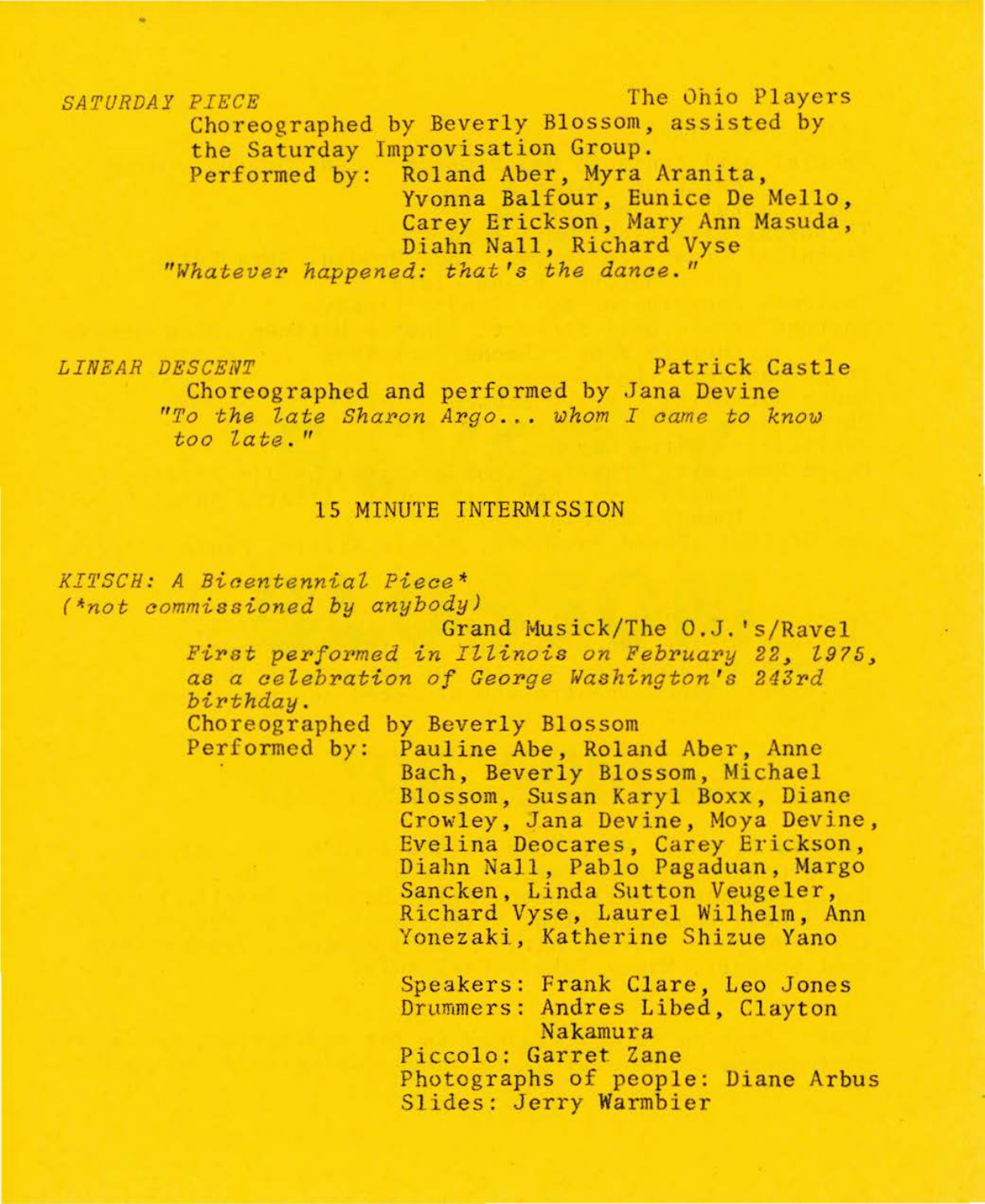*SATURDAY PIECE* — The Ohio Players

Choreographed by Beverly Blossom, assisted by the Saturday Improvisation Group.

Performed by: Roland Aber, Myra Aranita, Yvonna Balfour, Eunice De Mello, Carey Erickson, Mary Ann Masuda, Diahn Nall, Richard Vyse

*"Whatever happened: that's the dance."*

*LINEAR DESCENT* — Patrick Castle

Choreographed and performed by Jana Devine

*"To the late Sharon Argo... whom I came to know too late."*

15 MINUTE INTERMISSION

*KITSCH: A Bicentennial Piece**
*(*not commissioned by anybody)*

Grand Musick/The O.J.'s/Ravel

*First performed in Illinois on February 22, 1975, as a celebration of George Washington's 243rd birthday.*

Choreographed by Beverly Blossom

Performed by: Pauline Abe, Roland Aber, Anne Bach, Beverly Blossom, Michael Blossom, Susan Karyl Boxx, Diane Crowley, Jana Devine, Moya Devine, Evelina Deocares, Carey Erickson, Diahn Nall, Pablo Pagaduan, Margo Sancken, Linda Sutton Veugeler, Richard Vyse, Laurel Wilhelm, Ann Yonezaki, Katherine Shizue Yano

Speakers: Frank Clare, Leo Jones
Drummers: Andres Libed, Clayton Nakamura
Piccolo: Garret Zane
Photographs of people: Diane Arbus
Slides: Jerry Warmbier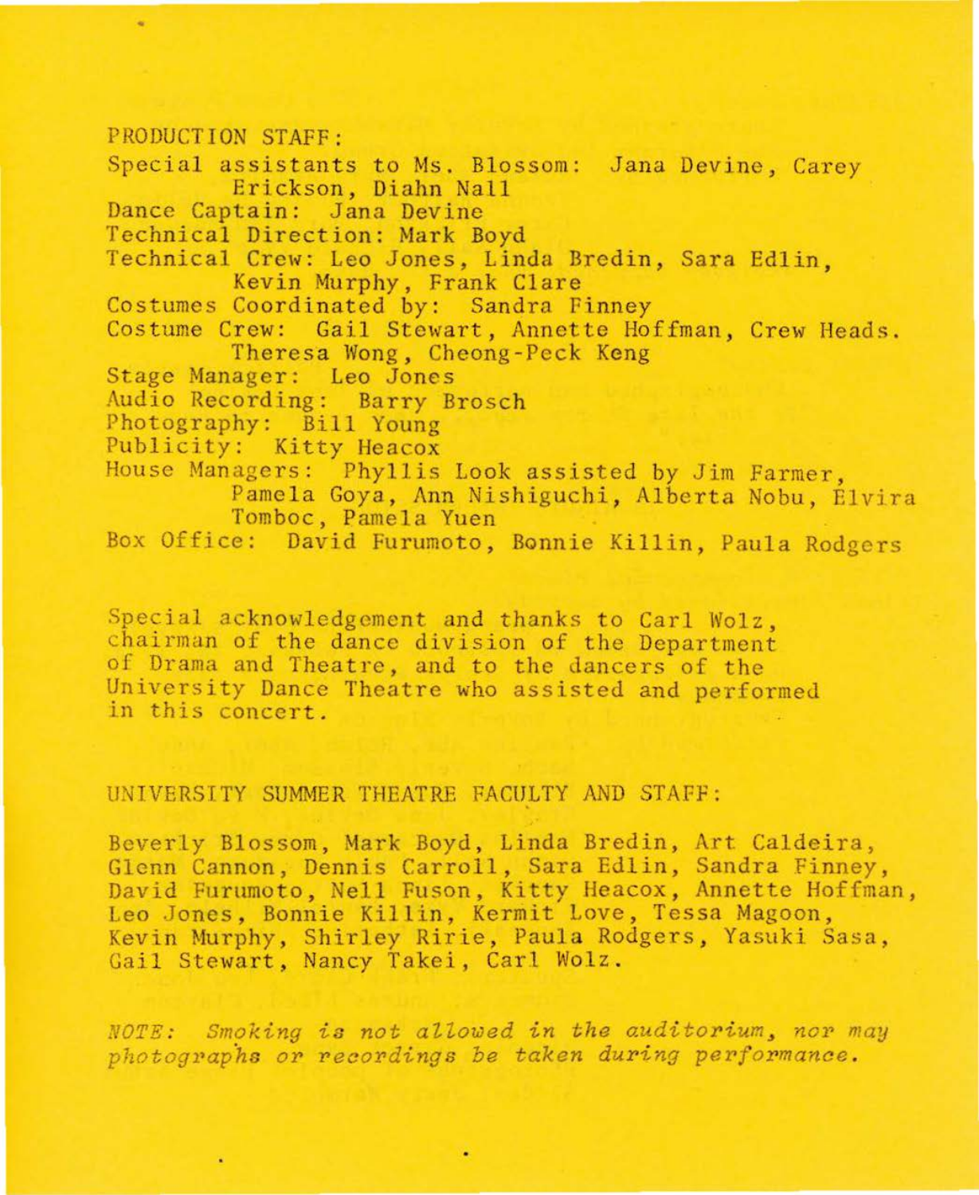PRODUCTION STAFF:

Special assistants to Ms. Blossom: Jana Devine, Carey Erickson, Diahn Nall
Dance Captain: Jana Devine
Technical Direction: Mark Boyd
Technical Crew: Leo Jones, Linda Bredin, Sara Edlin, Kevin Murphy, Frank Clare
Costumes Coordinated by: Sandra Finney
Costume Crew: Gail Stewart, Annette Hoffman, Crew Heads. Theresa Wong, Cheong-Peck Keng
Stage Manager: Leo Jones
Audio Recording: Barry Brosch
Photography: Bill Young
Publicity: Kitty Heacox
House Managers: Phyllis Look assisted by Jim Farmer, Pamela Goya, Ann Nishiguchi, Alberta Nobu, Elvira Tomboc, Pamela Yuen
Box Office: David Furumoto, Bonnie Killin, Paula Rodgers

Special acknowledgement and thanks to Carl Wolz, chairman of the dance division of the Department of Drama and Theatre, and to the dancers of the University Dance Theatre who assisted and performed in this concert.

UNIVERSITY SUMMER THEATRE FACULTY AND STAFF:

Beverly Blossom, Mark Boyd, Linda Bredin, Art Caldeira, Glenn Cannon, Dennis Carroll, Sara Edlin, Sandra Finney, David Furumoto, Nell Fuson, Kitty Heacox, Annette Hoffman, Leo Jones, Bonnie Killin, Kermit Love, Tessa Magoon, Kevin Murphy, Shirley Ririe, Paula Rodgers, Yasuki Sasa, Gail Stewart, Nancy Takei, Carl Wolz.

*NOTE: Smoking is not allowed in the auditorium, nor may photographs or recordings be taken during performance.*